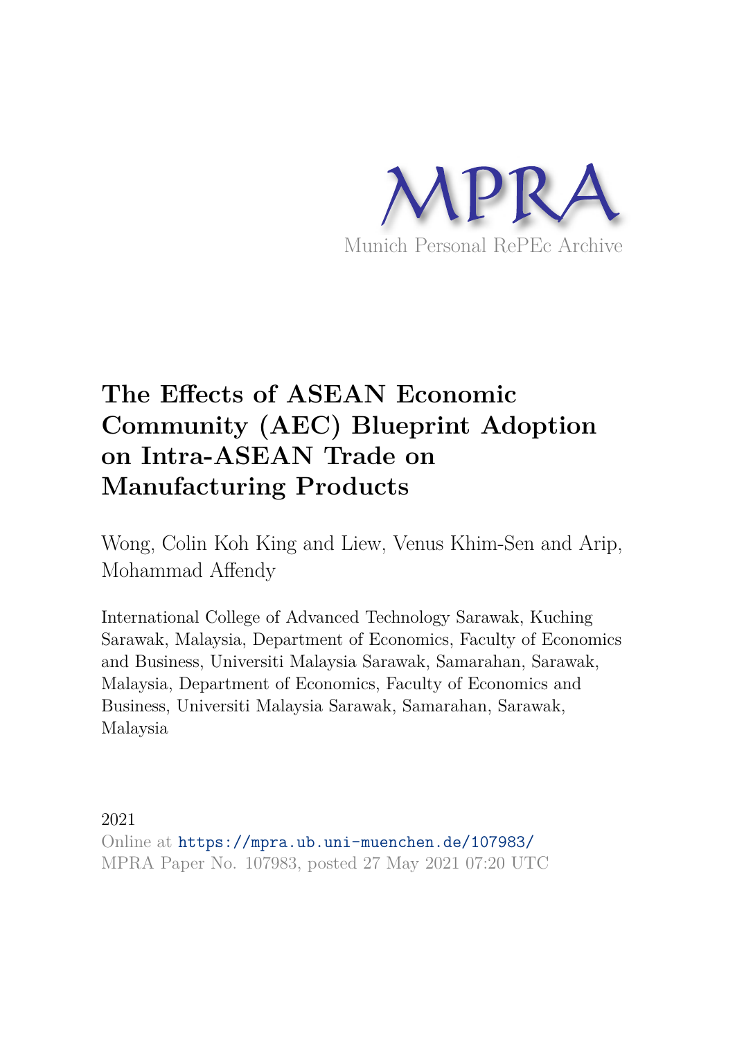MPRA

Munich Personal RePEc Archive

# The Effects of ASEAN Economic Community (AEC) Blueprint Adoption on Intra-ASEAN Trade on Manufacturing Products

Wong, Colin Koh King and Liew, Venus Khim-Sen and Arip, Mohammad Affendy

International College of Advanced Technology Sarawak, Kuching Sarawak, Malaysia, Department of Economics, Faculty of Economics and Business, Universiti Malaysia Sarawak, Samarahan, Sarawak, Malaysia, Department of Economics, Faculty of Economics and Business, Universiti Malaysia Sarawak, Samarahan, Sarawak, Malaysia

2021

Online at https://mpra.ub.uni-muenchen.de/107983/
MPRA Paper No. 107983, posted 27 May 2021 07:20 UTC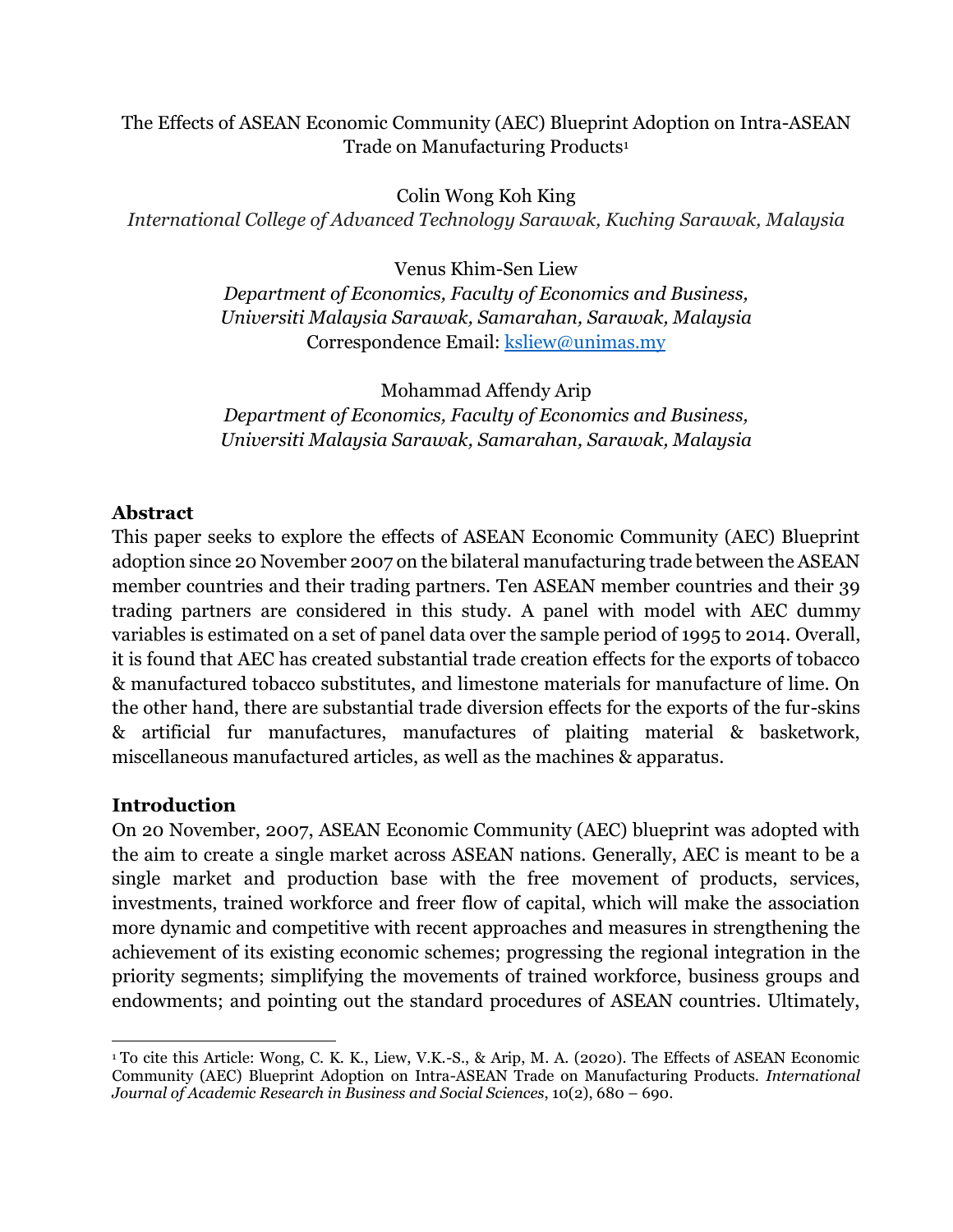The Effects of ASEAN Economic Community (AEC) Blueprint Adoption on Intra-ASEAN Trade on Manufacturing Products[1]

Colin Wong Koh King

*International College of Advanced Technology Sarawak, Kuching Sarawak, Malaysia*

Venus Khim-Sen Liew

*Department of Economics, Faculty of Economics and Business, Universiti Malaysia Sarawak, Samarahan, Sarawak, Malaysia*

Correspondence Email: ksliew@unimas.my

Mohammad Affendy Arip

*Department of Economics, Faculty of Economics and Business, Universiti Malaysia Sarawak, Samarahan, Sarawak, Malaysia*

## Abstract

This paper seeks to explore the effects of ASEAN Economic Community (AEC) Blueprint adoption since 20 November 2007 on the bilateral manufacturing trade between the ASEAN member countries and their trading partners. Ten ASEAN member countries and their 39 trading partners are considered in this study. A panel with model with AEC dummy variables is estimated on a set of panel data over the sample period of 1995 to 2014. Overall, it is found that AEC has created substantial trade creation effects for the exports of tobacco & manufactured tobacco substitutes, and limestone materials for manufacture of lime. On the other hand, there are substantial trade diversion effects for the exports of the fur-skins & artificial fur manufactures, manufactures of plaiting material & basketwork, miscellaneous manufactured articles, as well as the machines & apparatus.

## Introduction

On 20 November, 2007, ASEAN Economic Community (AEC) blueprint was adopted with the aim to create a single market across ASEAN nations. Generally, AEC is meant to be a single market and production base with the free movement of products, services, investments, trained workforce and freer flow of capital, which will make the association more dynamic and competitive with recent approaches and measures in strengthening the achievement of its existing economic schemes; progressing the regional integration in the priority segments; simplifying the movements of trained workforce, business groups and endowments; and pointing out the standard procedures of ASEAN countries. Ultimately,

[1] To cite this Article: Wong, C. K. K., Liew, V.K.-S., & Arip, M. A. (2020). The Effects of ASEAN Economic Community (AEC) Blueprint Adoption on Intra-ASEAN Trade on Manufacturing Products. *International Journal of Academic Research in Business and Social Sciences*, 10(2), 680 – 690.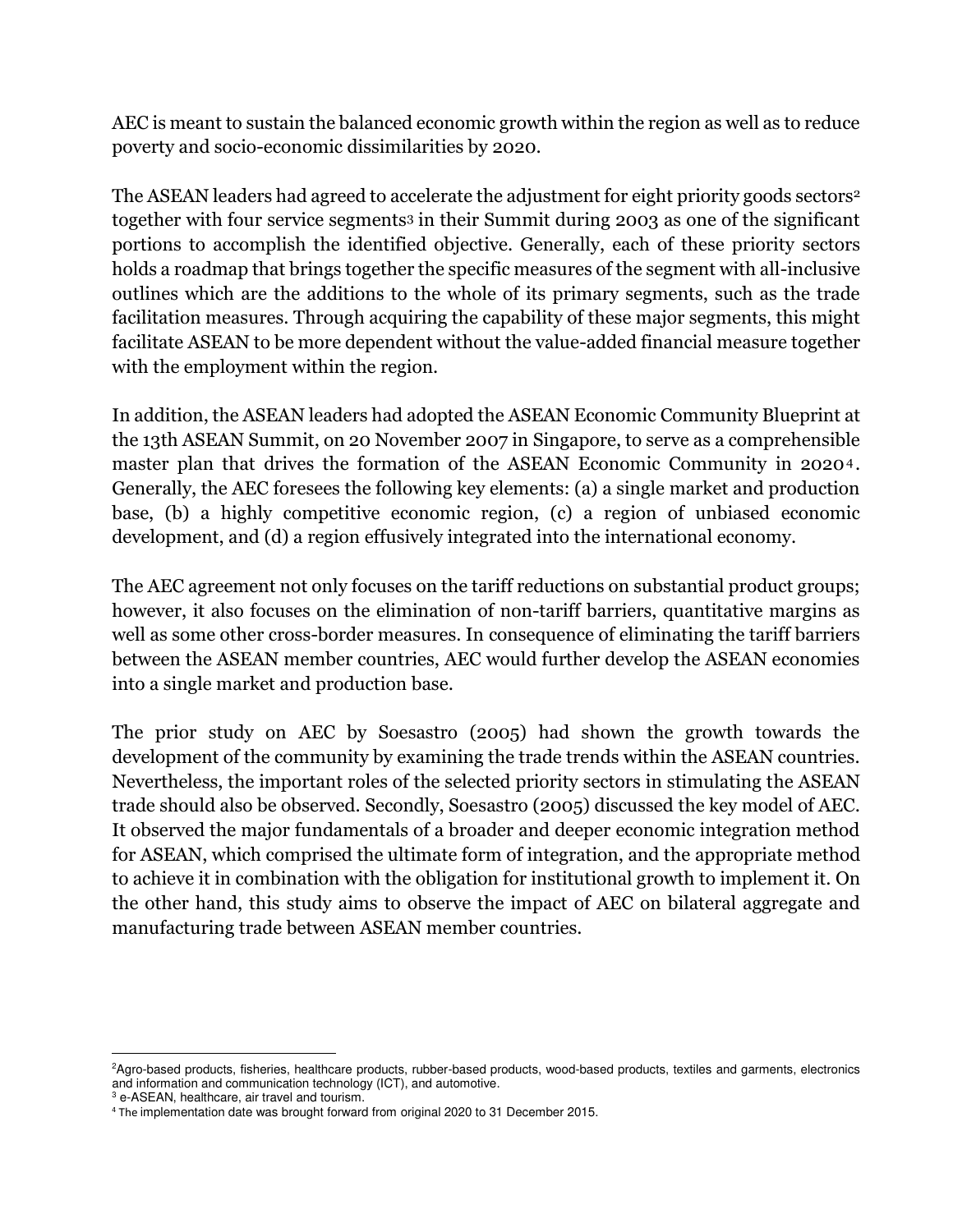AEC is meant to sustain the balanced economic growth within the region as well as to reduce poverty and socio-economic dissimilarities by 2020.

The ASEAN leaders had agreed to accelerate the adjustment for eight priority goods sectors[2] together with four service segments[3] in their Summit during 2003 as one of the significant portions to accomplish the identified objective. Generally, each of these priority sectors holds a roadmap that brings together the specific measures of the segment with all-inclusive outlines which are the additions to the whole of its primary segments, such as the trade facilitation measures. Through acquiring the capability of these major segments, this might facilitate ASEAN to be more dependent without the value-added financial measure together with the employment within the region.

In addition, the ASEAN leaders had adopted the ASEAN Economic Community Blueprint at the 13th ASEAN Summit, on 20 November 2007 in Singapore, to serve as a comprehensible master plan that drives the formation of the ASEAN Economic Community in 2020[4]. Generally, the AEC foresees the following key elements: (a) a single market and production base, (b) a highly competitive economic region, (c) a region of unbiased economic development, and (d) a region effusively integrated into the international economy.

The AEC agreement not only focuses on the tariff reductions on substantial product groups; however, it also focuses on the elimination of non-tariff barriers, quantitative margins as well as some other cross-border measures. In consequence of eliminating the tariff barriers between the ASEAN member countries, AEC would further develop the ASEAN economies into a single market and production base.

The prior study on AEC by Soesastro (2005) had shown the growth towards the development of the community by examining the trade trends within the ASEAN countries. Nevertheless, the important roles of the selected priority sectors in stimulating the ASEAN trade should also be observed. Secondly, Soesastro (2005) discussed the key model of AEC. It observed the major fundamentals of a broader and deeper economic integration method for ASEAN, which comprised the ultimate form of integration, and the appropriate method to achieve it in combination with the obligation for institutional growth to implement it. On the other hand, this study aims to observe the impact of AEC on bilateral aggregate and manufacturing trade between ASEAN member countries.

---

[2] Agro-based products, fisheries, healthcare products, rubber-based products, wood-based products, textiles and garments, electronics and information and communication technology (ICT), and automotive.

[3] e-ASEAN, healthcare, air travel and tourism.

[4] The implementation date was brought forward from original 2020 to 31 December 2015.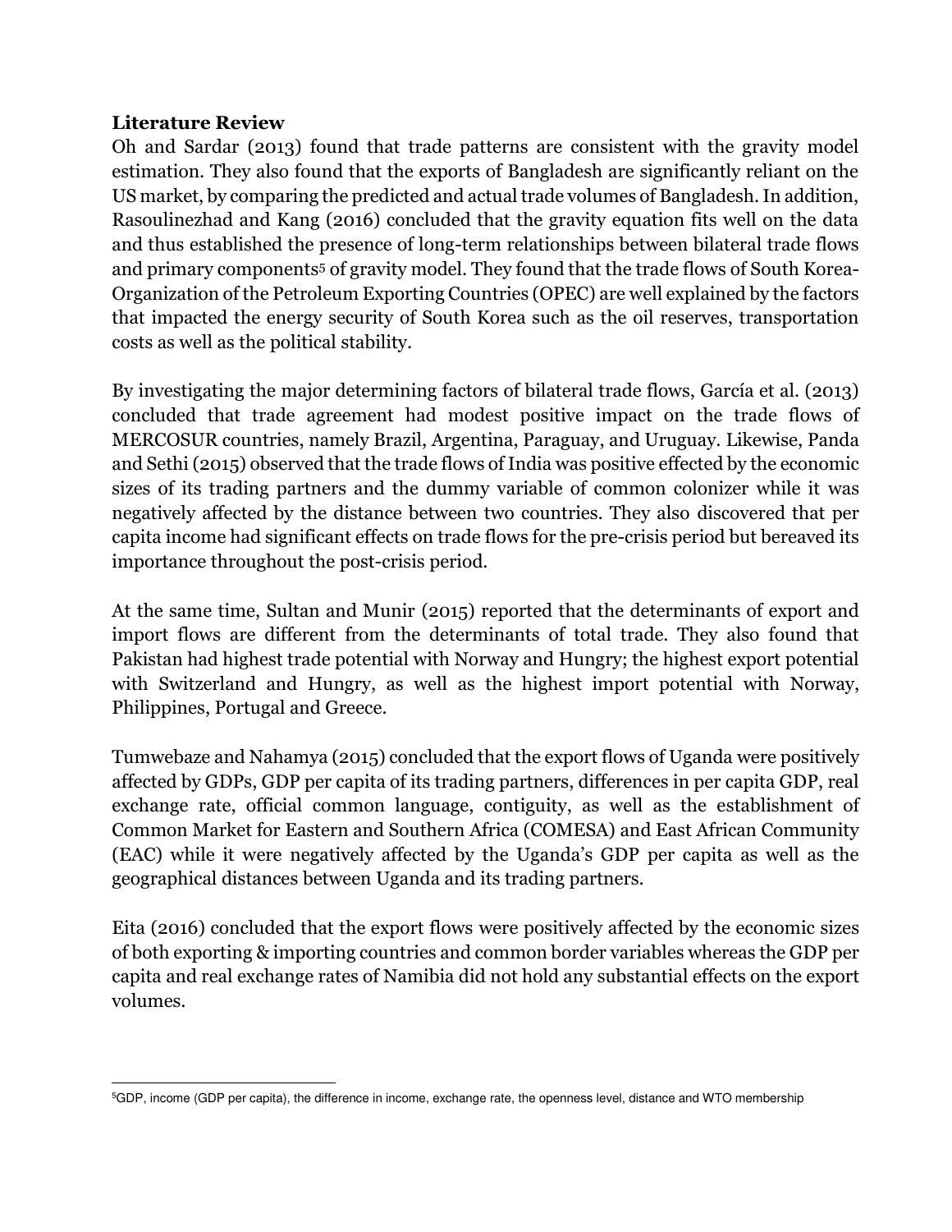**Literature Review**

Oh and Sardar (2013) found that trade patterns are consistent with the gravity model estimation. They also found that the exports of Bangladesh are significantly reliant on the US market, by comparing the predicted and actual trade volumes of Bangladesh. In addition, Rasoulinezhad and Kang (2016) concluded that the gravity equation fits well on the data and thus established the presence of long-term relationships between bilateral trade flows and primary components[5] of gravity model. They found that the trade flows of South Korea-Organization of the Petroleum Exporting Countries (OPEC) are well explained by the factors that impacted the energy security of South Korea such as the oil reserves, transportation costs as well as the political stability.

By investigating the major determining factors of bilateral trade flows, García et al. (2013) concluded that trade agreement had modest positive impact on the trade flows of MERCOSUR countries, namely Brazil, Argentina, Paraguay, and Uruguay. Likewise, Panda and Sethi (2015) observed that the trade flows of India was positive effected by the economic sizes of its trading partners and the dummy variable of common colonizer while it was negatively affected by the distance between two countries. They also discovered that per capita income had significant effects on trade flows for the pre-crisis period but bereaved its importance throughout the post-crisis period.

At the same time, Sultan and Munir (2015) reported that the determinants of export and import flows are different from the determinants of total trade. They also found that Pakistan had highest trade potential with Norway and Hungry; the highest export potential with Switzerland and Hungry, as well as the highest import potential with Norway, Philippines, Portugal and Greece.

Tumwebaze and Nahamya (2015) concluded that the export flows of Uganda were positively affected by GDPs, GDP per capita of its trading partners, differences in per capita GDP, real exchange rate, official common language, contiguity, as well as the establishment of Common Market for Eastern and Southern Africa (COMESA) and East African Community (EAC) while it were negatively affected by the Uganda's GDP per capita as well as the geographical distances between Uganda and its trading partners.

Eita (2016) concluded that the export flows were positively affected by the economic sizes of both exporting & importing countries and common border variables whereas the GDP per capita and real exchange rates of Namibia did not hold any substantial effects on the export volumes.

---

[5]GDP, income (GDP per capita), the difference in income, exchange rate, the openness level, distance and WTO membership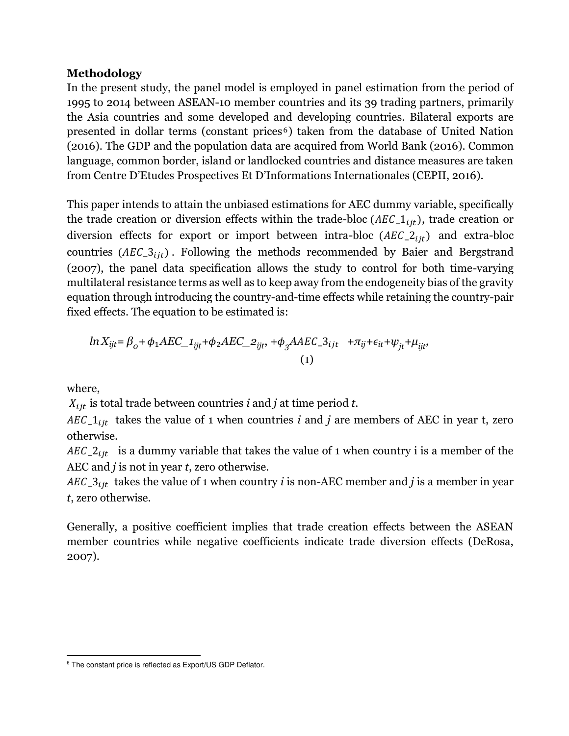**Methodology**

In the present study, the panel model is employed in panel estimation from the period of 1995 to 2014 between ASEAN-10 member countries and its 39 trading partners, primarily the Asia countries and some developed and developing countries. Bilateral exports are presented in dollar terms (constant prices[6]) taken from the database of United Nation (2016). The GDP and the population data are acquired from World Bank (2016). Common language, common border, island or landlocked countries and distance measures are taken from Centre D'Etudes Prospectives Et D'Informations Internationales (CEPII, 2016).

This paper intends to attain the unbiased estimations for AEC dummy variable, specifically the trade creation or diversion effects within the trade-bloc ($AEC\_1_{ijt}$), trade creation or diversion effects for export or import between intra-bloc ($AEC\_2_{ijt}$) and extra-bloc countries ($AEC\_3_{ijt}$). Following the methods recommended by Baier and Bergstrand (2007), the panel data specification allows the study to control for both time-varying multilateral resistance terms as well as to keep away from the endogeneity bias of the gravity equation through introducing the country-and-time effects while retaining the country-pair fixed effects. The equation to be estimated is:

$$ln\, X_{ijt} = \beta_o + \phi_1 AEC\_1_{ijt} + \phi_2 AEC\_2_{ijt}, + \phi_3 AAEC\_3_{ijt} \ \ + \pi_{ij} + \epsilon_{it} + \psi_{jt} + \mu_{ijt}, \quad (1)$$

where,

$X_{ijt}$ is total trade between countries *i* and *j* at time period *t*.

$AEC\_1_{ijt}$ takes the value of 1 when countries *i* and *j* are members of AEC in year t, zero otherwise.

$AEC\_2_{ijt}$ is a dummy variable that takes the value of 1 when country i is a member of the AEC and *j* is not in year *t*, zero otherwise.

$AEC\_3_{ijt}$ takes the value of 1 when country *i* is non-AEC member and *j* is a member in year *t*, zero otherwise.

Generally, a positive coefficient implies that trade creation effects between the ASEAN member countries while negative coefficients indicate trade diversion effects (DeRosa, 2007).

[6] The constant price is reflected as Export/US GDP Deflator.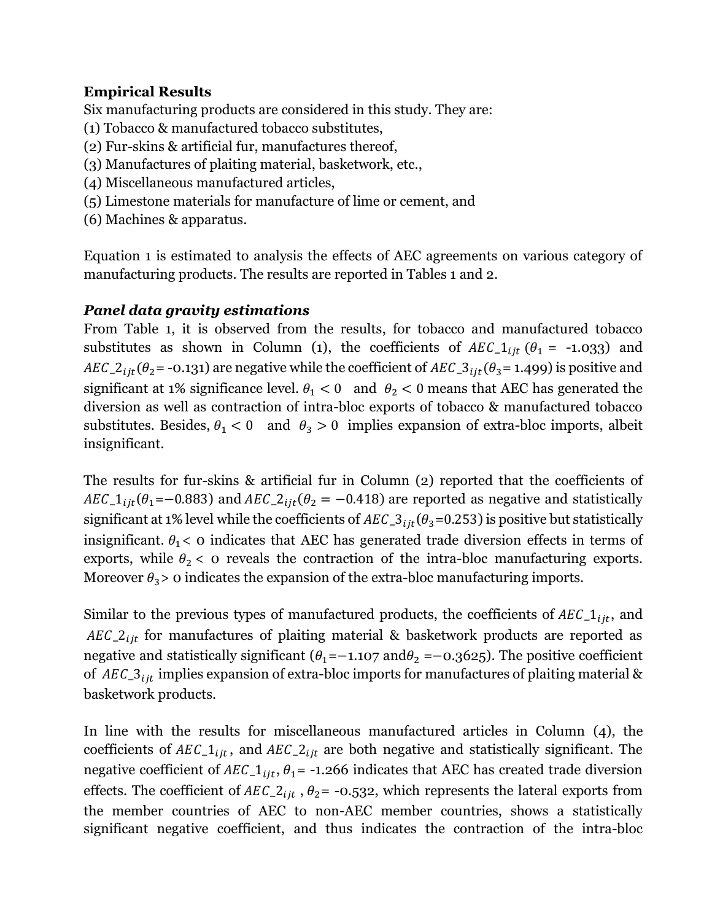**Empirical Results**

Six manufacturing products are considered in this study. They are:
(1) Tobacco & manufactured tobacco substitutes,
(2) Fur-skins & artificial fur, manufactures thereof,
(3) Manufactures of plaiting material, basketwork, etc.,
(4) Miscellaneous manufactured articles,
(5) Limestone materials for manufacture of lime or cement, and
(6) Machines & apparatus.

Equation 1 is estimated to analysis the effects of AEC agreements on various category of manufacturing products. The results are reported in Tables 1 and 2.

***Panel data gravity estimations***

From Table 1, it is observed from the results, for tobacco and manufactured tobacco substitutes as shown in Column (1), the coefficients of $AEC\_1_{ijt}$ ($\theta_1$ = -1.033) and $AEC\_2_{ijt}$($\theta_2$= -0.131) are negative while the coefficient of $AEC\_3_{ijt}$($\theta_3$= 1.499) is positive and significant at 1% significance level. $\theta_1 < 0$ and $\theta_2 < 0$ means that AEC has generated the diversion as well as contraction of intra-bloc exports of tobacco & manufactured tobacco substitutes. Besides, $\theta_1 < 0$ and $\theta_3 > 0$ implies expansion of extra-bloc imports, albeit insignificant.

The results for fur-skins & artificial fur in Column (2) reported that the coefficients of $AEC\_1_{ijt}$($\theta_1$=−0.883) and $AEC\_2_{ijt}$($\theta_2 = -0.418$) are reported as negative and statistically significant at 1% level while the coefficients of $AEC\_3_{ijt}$($\theta_3$=0.253) is positive but statistically insignificant. $\theta_1$< 0 indicates that AEC has generated trade diversion effects in terms of exports, while $\theta_2$ < 0 reveals the contraction of the intra-bloc manufacturing exports. Moreover $\theta_3$> 0 indicates the expansion of the extra-bloc manufacturing imports.

Similar to the previous types of manufactured products, the coefficients of $AEC\_1_{ijt}$, and $AEC\_2_{ijt}$ for manufactures of plaiting material & basketwork products are reported as negative and statistically significant ($\theta_1$=−1.107 and $\theta_2$ =−0.3625). The positive coefficient of $AEC\_3_{ijt}$ implies expansion of extra-bloc imports for manufactures of plaiting material & basketwork products.

In line with the results for miscellaneous manufactured articles in Column (4), the coefficients of $AEC\_1_{ijt}$, and $AEC\_2_{ijt}$ are both negative and statistically significant. The negative coefficient of $AEC\_1_{ijt}$, $\theta_1$= -1.266 indicates that AEC has created trade diversion effects. The coefficient of $AEC\_2_{ijt}$ , $\theta_2$= -0.532, which represents the lateral exports from the member countries of AEC to non-AEC member countries, shows a statistically significant negative coefficient, and thus indicates the contraction of the intra-bloc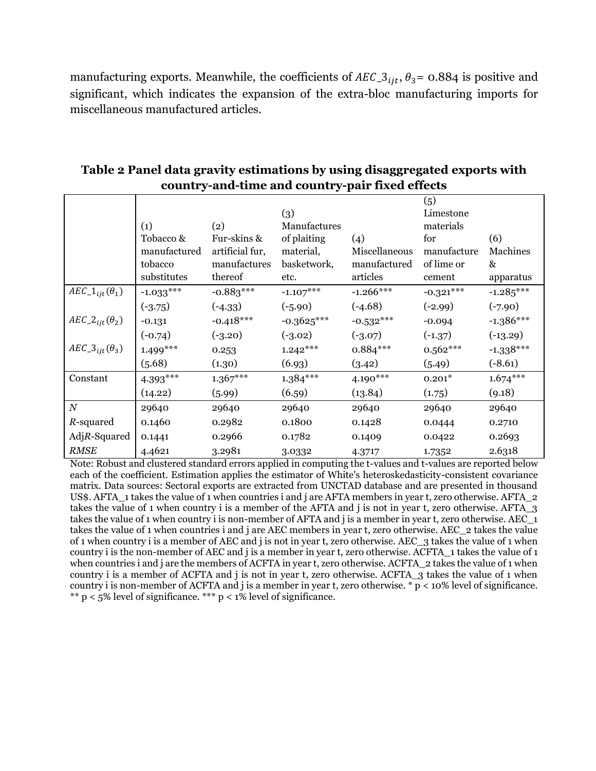manufacturing exports. Meanwhile, the coefficients of $AEC\_3_{ijt}$, $\theta_3$= 0.884 is positive and significant, which indicates the expansion of the extra-bloc manufacturing imports for miscellaneous manufactured articles.

**Table 2 Panel data gravity estimations by using disaggregated exports with country-and-time and country-pair fixed effects**

| | (1) Tobacco & manufactured tobacco substitutes | (2) Fur-skins & artificial fur, manufactures thereof | (3) Manufactures of plaiting material, basketwork, etc. | (4) Miscellaneous manufactured articles | (5) Limestone materials for manufacture of lime or cement | (6) Machines & apparatus |
|---|---|---|---|---|---|---|
| $AEC\_1_{ijt}(\theta_1)$ | -1.033*** | -0.883*** | -1.107*** | -1.266*** | -0.321*** | -1.285*** |
| | (-3.75) | (-4.33) | (-5.90) | (-4.68) | (-2.99) | (-7.90) |
| $AEC\_2_{ijt}(\theta_2)$ | -0.131 | -0.418*** | -0.3625*** | -0.532*** | -0.094 | -1.386*** |
| | (-0.74) | (-3.20) | (-3.02) | (-3.07) | (-1.37) | (-13.29) |
| $AEC\_3_{ijt}(\theta_3)$ | 1.499*** | 0.253 | 1.242*** | 0.884*** | 0.562*** | -1.338*** |
| | (5.68) | (1.30) | (6.93) | (3.42) | (5.49) | (-8.61) |
| Constant | 4.393*** | 1.367*** | 1.384*** | 4.190*** | 0.201* | 1.674*** |
| | (14.22) | (5.99) | (6.59) | (13.84) | (1.75) | (9.18) |
| *N* | 29640 | 29640 | 29640 | 29640 | 29640 | 29640 |
| *R*-squared | 0.1460 | 0.2982 | 0.1800 | 0.1428 | 0.0444 | 0.2710 |
| Adj*R*-Squared | 0.1441 | 0.2966 | 0.1782 | 0.1409 | 0.0422 | 0.2693 |
| *RMSE* | 4.4621 | 3.2981 | 3.0332 | 4.3717 | 1.7352 | 2.6318 |

Note: Robust and clustered standard errors applied in computing the t-values and t-values are reported below each of the coefficient. Estimation applies the estimator of White's heteroskedasticity-consistent covariance matrix. Data sources: Sectoral exports are extracted from UNCTAD database and are presented in thousand US$. AFTA_1 takes the value of 1 when countries i and j are AFTA members in year t, zero otherwise. AFTA_2 takes the value of 1 when country i is a member of the AFTA and j is not in year t, zero otherwise. AFTA_3 takes the value of 1 when country i is non-member of AFTA and j is a member in year t, zero otherwise. AEC_1 takes the value of 1 when countries i and j are AEC members in year t, zero otherwise. AEC_2 takes the value of 1 when country i is a member of AEC and j is not in year t, zero otherwise. AEC_3 takes the value of 1 when country i is the non-member of AEC and j is a member in year t, zero otherwise. ACFTA_1 takes the value of 1 when countries i and j are the members of ACFTA in year t, zero otherwise. ACFTA_2 takes the value of 1 when country i is a member of ACFTA and j is not in year t, zero otherwise. ACFTA_3 takes the value of 1 when country i is non-member of ACFTA and j is a member in year t, zero otherwise. * p < 10% level of significance. ** p < 5% level of significance. *** p < 1% level of significance.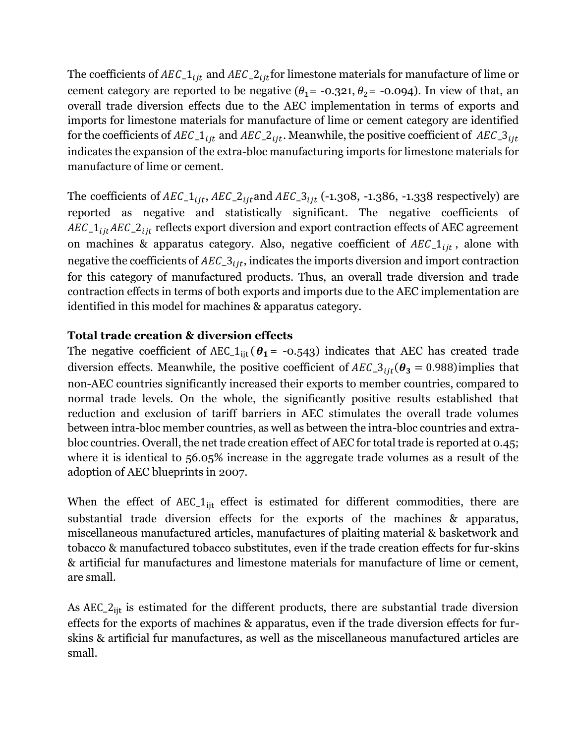The coefficients of $AEC\_1_{ijt}$ and $AEC\_2_{ijt}$ for limestone materials for manufacture of lime or cement category are reported to be negative ($\theta_1$= -0.321, $\theta_2$= -0.094). In view of that, an overall trade diversion effects due to the AEC implementation in terms of exports and imports for limestone materials for manufacture of lime or cement category are identified for the coefficients of $AEC\_1_{ijt}$ and $AEC\_2_{ijt}$. Meanwhile, the positive coefficient of $AEC\_3_{ijt}$ indicates the expansion of the extra-bloc manufacturing imports for limestone materials for manufacture of lime or cement.

The coefficients of $AEC\_1_{ijt}$, $AEC\_2_{ijt}$ and $AEC\_3_{ijt}$ (-1.308, -1.386, -1.338 respectively) are reported as negative and statistically significant. The negative coefficients of $AEC\_1_{ijt} AEC\_2_{ijt}$ reflects export diversion and export contraction effects of AEC agreement on machines & apparatus category. Also, negative coefficient of $AEC\_1_{ijt}$, alone with negative the coefficients of $AEC\_3_{ijt}$, indicates the imports diversion and import contraction for this category of manufactured products. Thus, an overall trade diversion and trade contraction effects in terms of both exports and imports due to the AEC implementation are identified in this model for machines & apparatus category.

**Total trade creation & diversion effects**

The negative coefficient of $AEC\_1_{ijt}$ ($\boldsymbol{\theta_1}$ = -0.543) indicates that AEC has created trade diversion effects. Meanwhile, the positive coefficient of $AEC\_3_{ijt}$($\boldsymbol{\theta_3}$ = 0.988) implies that non-AEC countries significantly increased their exports to member countries, compared to normal trade levels. On the whole, the significantly positive results established that reduction and exclusion of tariff barriers in AEC stimulates the overall trade volumes between intra-bloc member countries, as well as between the intra-bloc countries and extra-bloc countries. Overall, the net trade creation effect of AEC for total trade is reported at 0.45; where it is identical to 56.05% increase in the aggregate trade volumes as a result of the adoption of AEC blueprints in 2007.

When the effect of $AEC\_1_{ijt}$ effect is estimated for different commodities, there are substantial trade diversion effects for the exports of the machines & apparatus, miscellaneous manufactured articles, manufactures of plaiting material & basketwork and tobacco & manufactured tobacco substitutes, even if the trade creation effects for fur-skins & artificial fur manufactures and limestone materials for manufacture of lime or cement, are small.

As $AEC\_2_{ijt}$ is estimated for the different products, there are substantial trade diversion effects for the exports of machines & apparatus, even if the trade diversion effects for fur-skins & artificial fur manufactures, as well as the miscellaneous manufactured articles are small.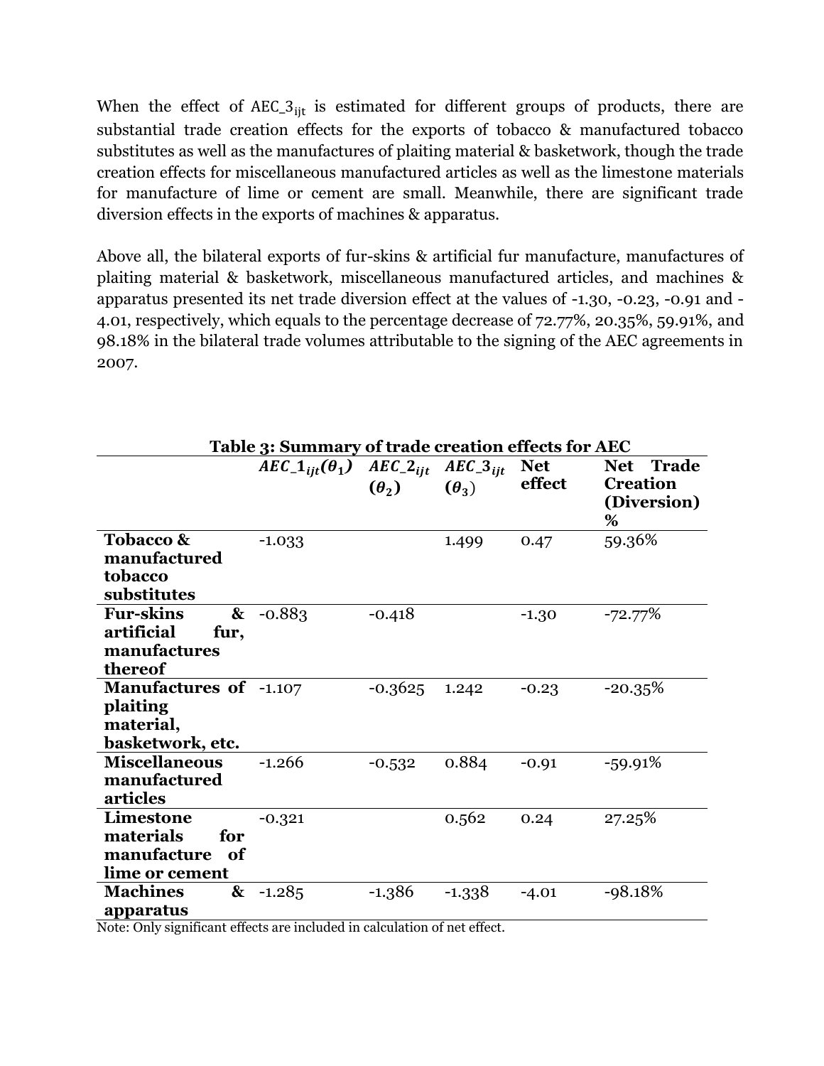When the effect of $AEC\_3_{ijt}$ is estimated for different groups of products, there are substantial trade creation effects for the exports of tobacco & manufactured tobacco substitutes as well as the manufactures of plaiting material & basketwork, though the trade creation effects for miscellaneous manufactured articles as well as the limestone materials for manufacture of lime or cement are small. Meanwhile, there are significant trade diversion effects in the exports of machines & apparatus.

Above all, the bilateral exports of fur-skins & artificial fur manufacture, manufactures of plaiting material & basketwork, miscellaneous manufactured articles, and machines & apparatus presented its net trade diversion effect at the values of -1.30, -0.23, -0.91 and -4.01, respectively, which equals to the percentage decrease of 72.77%, 20.35%, 59.91%, and 98.18% in the bilateral trade volumes attributable to the signing of the AEC agreements in 2007.

**Table 3: Summary of trade creation effects for AEC**

| | $AEC\_1_{ijt}(\theta_1)$ | $AEC\_2_{ijt}$ $(\theta_2)$ | $AEC\_3_{ijt}$ $(\theta_3)$ | **Net effect** | **Net Trade Creation (Diversion) %** |
|---|---|---|---|---|---|
| **Tobacco & manufactured tobacco substitutes** | -1.033 | | 1.499 | 0.47 | 59.36% |
| **Fur-skins & artificial fur, manufactures thereof** | -0.883 | -0.418 | | -1.30 | -72.77% |
| **Manufactures of plaiting material, basketwork, etc.** | -1.107 | -0.3625 | 1.242 | -0.23 | -20.35% |
| **Miscellaneous manufactured articles** | -1.266 | -0.532 | 0.884 | -0.91 | -59.91% |
| **Limestone materials for manufacture of lime or cement** | -0.321 | | 0.562 | 0.24 | 27.25% |
| **Machines & apparatus** | -1.285 | -1.386 | -1.338 | -4.01 | -98.18% |

Note: Only significant effects are included in calculation of net effect.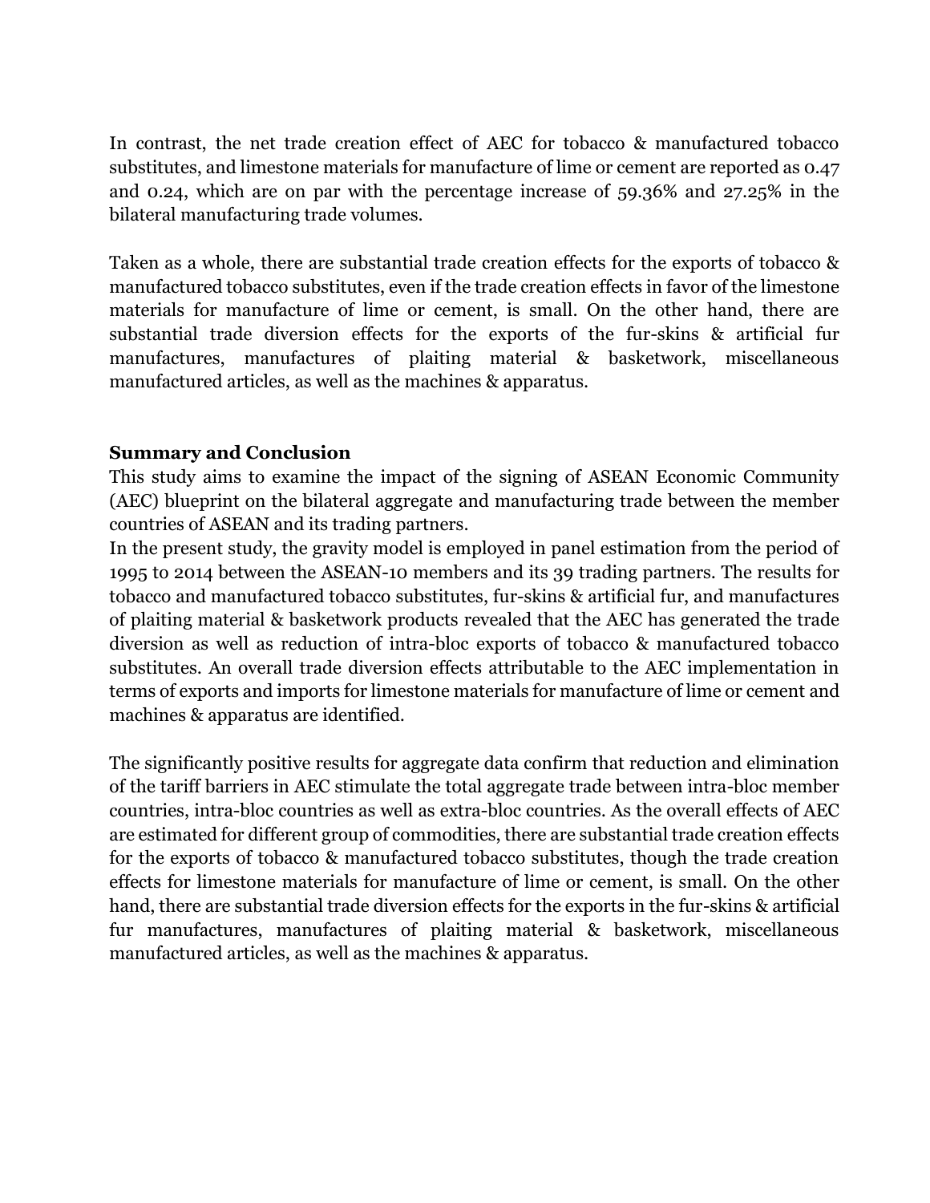In contrast, the net trade creation effect of AEC for tobacco & manufactured tobacco substitutes, and limestone materials for manufacture of lime or cement are reported as 0.47 and 0.24, which are on par with the percentage increase of 59.36% and 27.25% in the bilateral manufacturing trade volumes.

Taken as a whole, there are substantial trade creation effects for the exports of tobacco & manufactured tobacco substitutes, even if the trade creation effects in favor of the limestone materials for manufacture of lime or cement, is small. On the other hand, there are substantial trade diversion effects for the exports of the fur-skins & artificial fur manufactures, manufactures of plaiting material & basketwork, miscellaneous manufactured articles, as well as the machines & apparatus.

## Summary and Conclusion

This study aims to examine the impact of the signing of ASEAN Economic Community (AEC) blueprint on the bilateral aggregate and manufacturing trade between the member countries of ASEAN and its trading partners.

In the present study, the gravity model is employed in panel estimation from the period of 1995 to 2014 between the ASEAN-10 members and its 39 trading partners. The results for tobacco and manufactured tobacco substitutes, fur-skins & artificial fur, and manufactures of plaiting material & basketwork products revealed that the AEC has generated the trade diversion as well as reduction of intra-bloc exports of tobacco & manufactured tobacco substitutes. An overall trade diversion effects attributable to the AEC implementation in terms of exports and imports for limestone materials for manufacture of lime or cement and machines & apparatus are identified.

The significantly positive results for aggregate data confirm that reduction and elimination of the tariff barriers in AEC stimulate the total aggregate trade between intra-bloc member countries, intra-bloc countries as well as extra-bloc countries. As the overall effects of AEC are estimated for different group of commodities, there are substantial trade creation effects for the exports of tobacco & manufactured tobacco substitutes, though the trade creation effects for limestone materials for manufacture of lime or cement, is small. On the other hand, there are substantial trade diversion effects for the exports in the fur-skins & artificial fur manufactures, manufactures of plaiting material & basketwork, miscellaneous manufactured articles, as well as the machines & apparatus.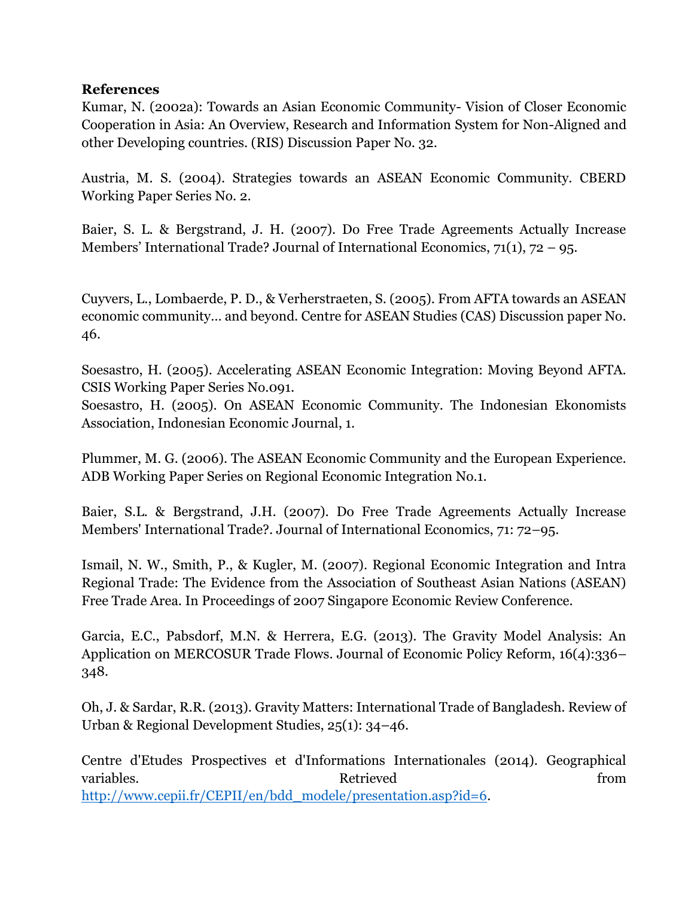**References**

Kumar, N. (2002a): Towards an Asian Economic Community- Vision of Closer Economic Cooperation in Asia: An Overview, Research and Information System for Non-Aligned and other Developing countries. (RIS) Discussion Paper No. 32.

Austria, M. S. (2004). Strategies towards an ASEAN Economic Community. CBERD Working Paper Series No. 2.

Baier, S. L. & Bergstrand, J. H. (2007). Do Free Trade Agreements Actually Increase Members' International Trade? Journal of International Economics, 71(1), 72 – 95.

Cuyvers, L., Lombaerde, P. D., & Verherstraeten, S. (2005). From AFTA towards an ASEAN economic community… and beyond. Centre for ASEAN Studies (CAS) Discussion paper No. 46.

Soesastro, H. (2005). Accelerating ASEAN Economic Integration: Moving Beyond AFTA. CSIS Working Paper Series No.091.

Soesastro, H. (2005). On ASEAN Economic Community. The Indonesian Ekonomists Association, Indonesian Economic Journal, 1.

Plummer, M. G. (2006). The ASEAN Economic Community and the European Experience. ADB Working Paper Series on Regional Economic Integration No.1.

Baier, S.L. & Bergstrand, J.H. (2007). Do Free Trade Agreements Actually Increase Members' International Trade?. Journal of International Economics, 71: 72–95.

Ismail, N. W., Smith, P., & Kugler, M. (2007). Regional Economic Integration and Intra Regional Trade: The Evidence from the Association of Southeast Asian Nations (ASEAN) Free Trade Area. In Proceedings of 2007 Singapore Economic Review Conference.

Garcia, E.C., Pabsdorf, M.N. & Herrera, E.G. (2013). The Gravity Model Analysis: An Application on MERCOSUR Trade Flows. Journal of Economic Policy Reform, 16(4):336–348.

Oh, J. & Sardar, R.R. (2013). Gravity Matters: International Trade of Bangladesh. Review of Urban & Regional Development Studies, 25(1): 34–46.

Centre d'Etudes Prospectives et d'Informations Internationales (2014). Geographical variables. Retrieved from http://www.cepii.fr/CEPII/en/bdd_modele/presentation.asp?id=6.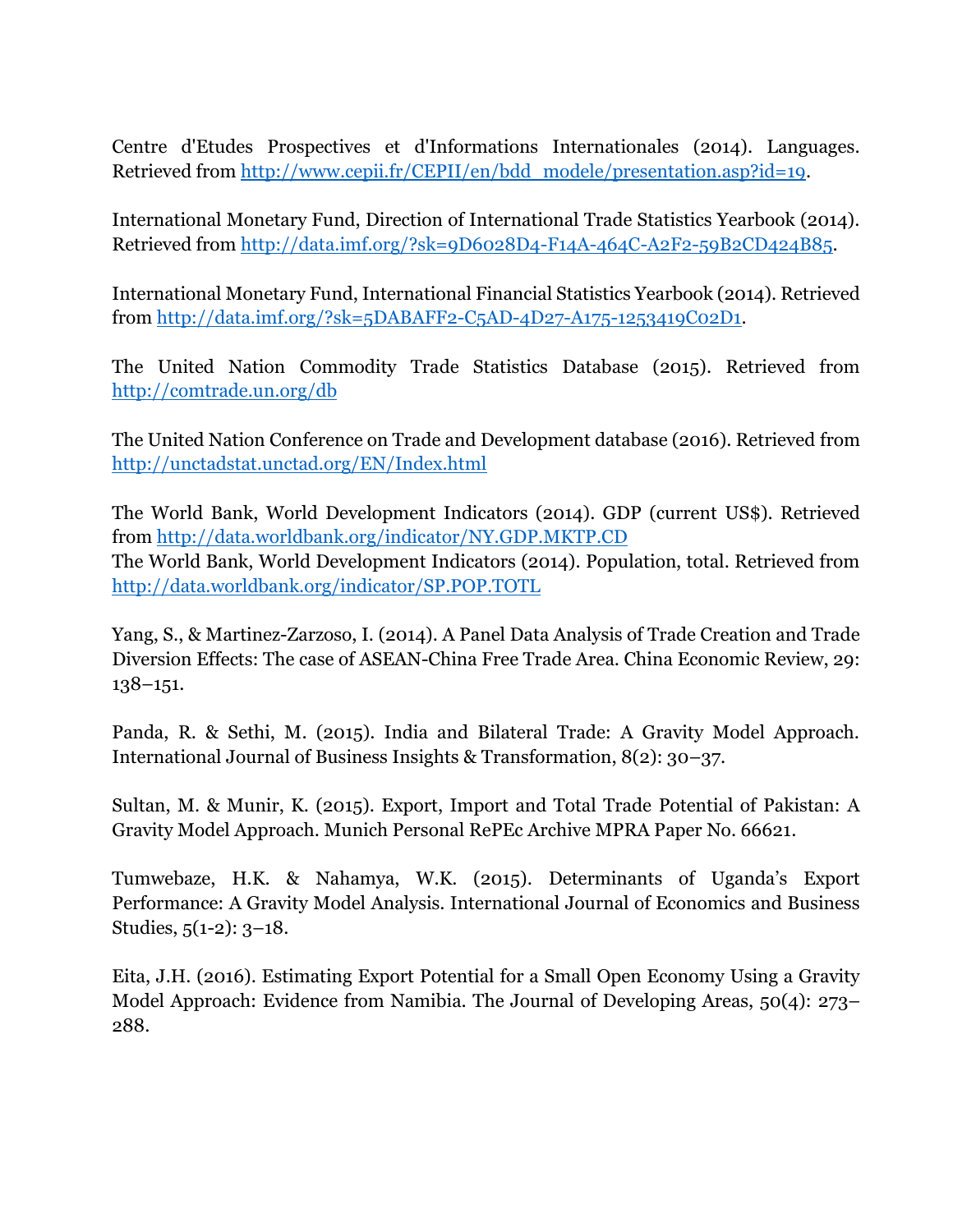Centre d'Etudes Prospectives et d'Informations Internationales (2014). Languages. Retrieved from http://www.cepii.fr/CEPII/en/bdd_modele/presentation.asp?id=19.

International Monetary Fund, Direction of International Trade Statistics Yearbook (2014). Retrieved from http://data.imf.org/?sk=9D6028D4-F14A-464C-A2F2-59B2CD424B85.

International Monetary Fund, International Financial Statistics Yearbook (2014). Retrieved from http://data.imf.org/?sk=5DABAFF2-C5AD-4D27-A175-1253419C02D1.

The United Nation Commodity Trade Statistics Database (2015). Retrieved from http://comtrade.un.org/db

The United Nation Conference on Trade and Development database (2016). Retrieved from http://unctadstat.unctad.org/EN/Index.html

The World Bank, World Development Indicators (2014). GDP (current US$). Retrieved from http://data.worldbank.org/indicator/NY.GDP.MKTP.CD
The World Bank, World Development Indicators (2014). Population, total. Retrieved from http://data.worldbank.org/indicator/SP.POP.TOTL

Yang, S., & Martinez-Zarzoso, I. (2014). A Panel Data Analysis of Trade Creation and Trade Diversion Effects: The case of ASEAN-China Free Trade Area. China Economic Review, 29: 138–151.

Panda, R. & Sethi, M. (2015). India and Bilateral Trade: A Gravity Model Approach. International Journal of Business Insights & Transformation, 8(2): 30–37.

Sultan, M. & Munir, K. (2015). Export, Import and Total Trade Potential of Pakistan: A Gravity Model Approach. Munich Personal RePEc Archive MPRA Paper No. 66621.

Tumwebaze, H.K. & Nahamya, W.K. (2015). Determinants of Uganda's Export Performance: A Gravity Model Analysis. International Journal of Economics and Business Studies, 5(1-2): 3–18.

Eita, J.H. (2016). Estimating Export Potential for a Small Open Economy Using a Gravity Model Approach: Evidence from Namibia. The Journal of Developing Areas, 50(4): 273–288.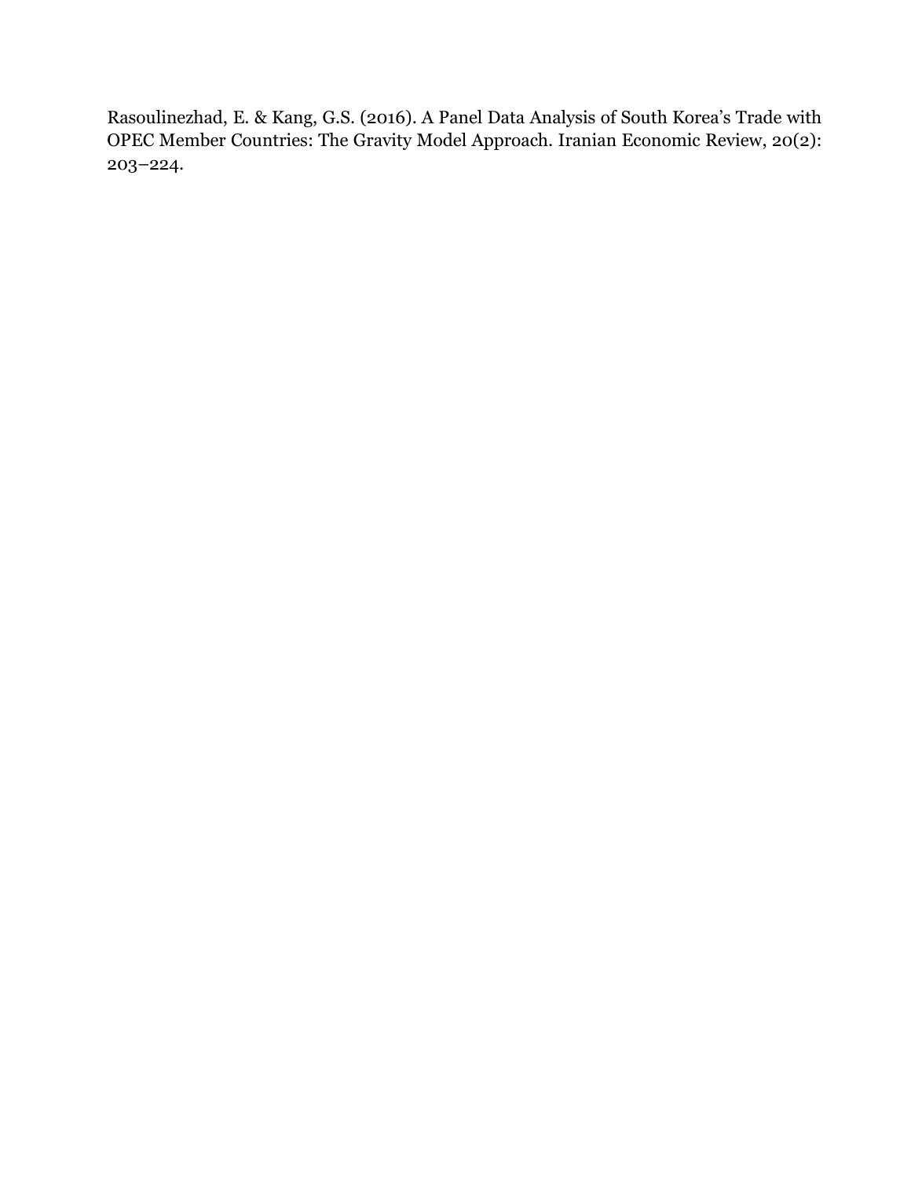Rasoulinezhad, E. & Kang, G.S. (2016). A Panel Data Analysis of South Korea's Trade with OPEC Member Countries: The Gravity Model Approach. Iranian Economic Review, 20(2): 203–224.